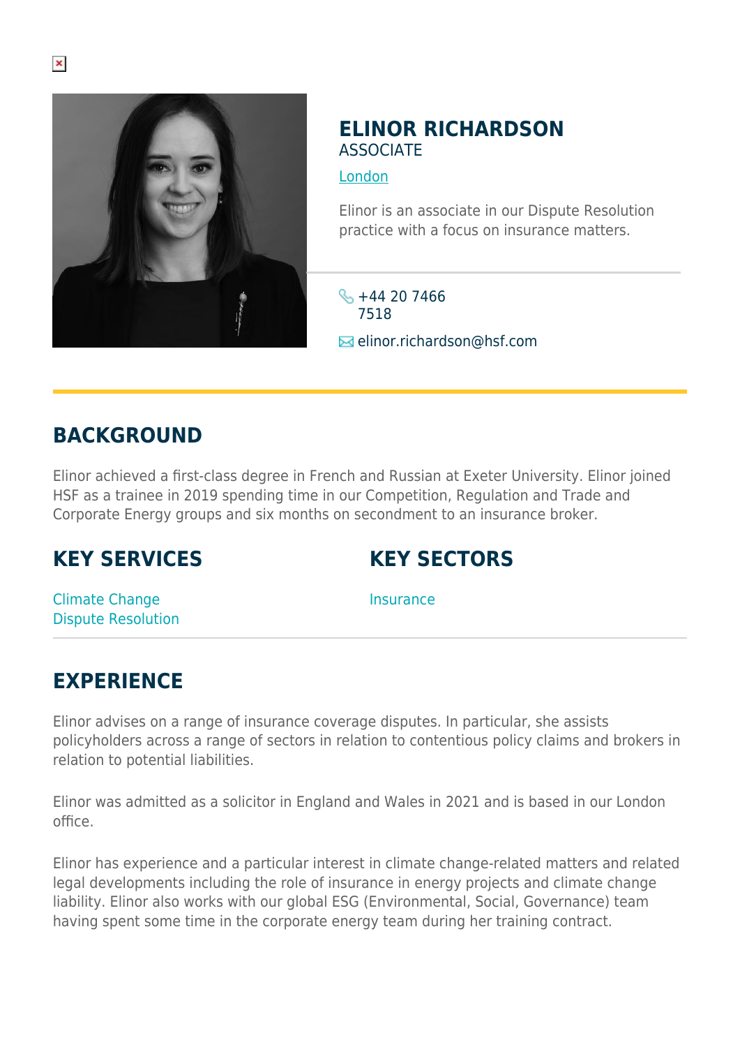# ELINOR RICHARDSON

ASSOCIATE

London

Elinor is an associate in our Dispute Resolution practice with a focus on insurance matters.

+44 20 7466 7518

elinor.richardson@hsf.com

## BACKGROUND

Elinor achieved a first-class degree in French and Russian at Exeter University. Elinor joined HSF as a trainee in 2019 spending time in our Competition, Regulation and Trade and Corporate Energy groups and six months on secondment to an insurance broker.

## KEY SERVICES

Climate Change
Dispute Resolution

## KEY SECTORS

Insurance

## EXPERIENCE

Elinor advises on a range of insurance coverage disputes. In particular, she assists policyholders across a range of sectors in relation to contentious policy claims and brokers in relation to potential liabilities.

Elinor was admitted as a solicitor in England and Wales in 2021 and is based in our London office.

Elinor has experience and a particular interest in climate change-related matters and related legal developments including the role of insurance in energy projects and climate change liability. Elinor also works with our global ESG (Environmental, Social, Governance) team having spent some time in the corporate energy team during her training contract.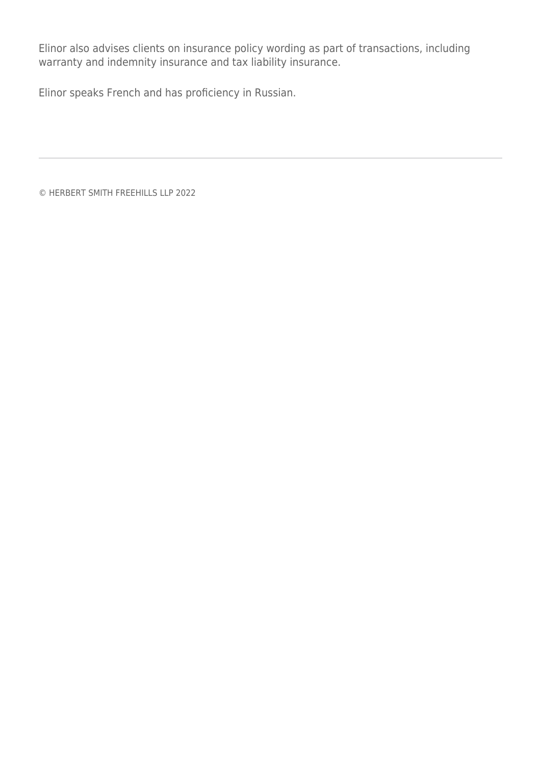Elinor also advises clients on insurance policy wording as part of transactions, including warranty and indemnity insurance and tax liability insurance.

Elinor speaks French and has proficiency in Russian.

---

© HERBERT SMITH FREEHILLS LLP 2022